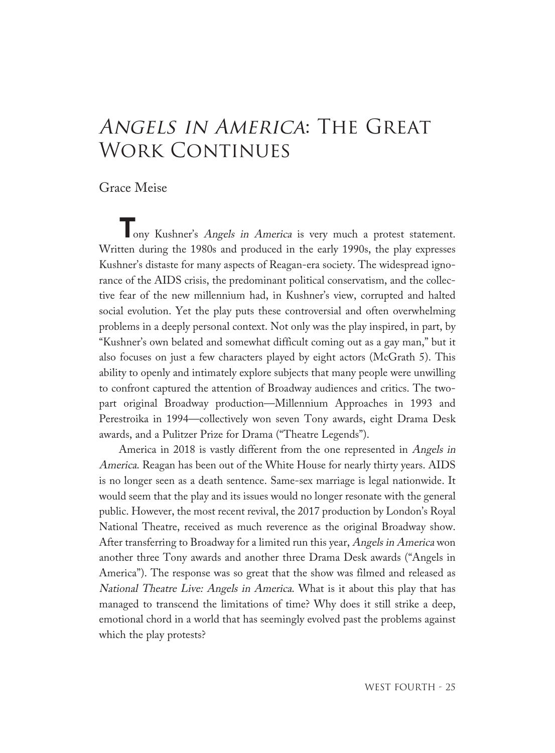# *Angels in America*: The Great Work Continues

Grace Meise

Tony Kushner's *Angels in America* is very much a protest statement. Written during the 1980s and produced in the early 1990s, the play expresses Kushner's distaste for many aspects of Reagan-era society. The widespread ignorance of the AIDS crisis, the predominant political conservatism, and the collective fear of the new millennium had, in Kushner's view, corrupted and halted social evolution. Yet the play puts these controversial and often overwhelming problems in a deeply personal context. Not only was the play inspired, in part, by "Kushner's own belated and somewhat difficult coming out as a gay man," but it also focuses on just a few characters played by eight actors (McGrath 5). This ability to openly and intimately explore subjects that many people were unwilling to confront captured the attention of Broadway audiences and critics. The two-part original Broadway production—Millennium Approaches in 1993 and Perestroika in 1994—collectively won seven Tony awards, eight Drama Desk awards, and a Pulitzer Prize for Drama ("Theatre Legends").

America in 2018 is vastly different from the one represented in *Angels in America*. Reagan has been out of the White House for nearly thirty years. AIDS is no longer seen as a death sentence. Same-sex marriage is legal nationwide. It would seem that the play and its issues would no longer resonate with the general public. However, the most recent revival, the 2017 production by London's Royal National Theatre, received as much reverence as the original Broadway show. After transferring to Broadway for a limited run this year, *Angels in America* won another three Tony awards and another three Drama Desk awards ("Angels in America"). The response was so great that the show was filmed and released as *National Theatre Live: Angels in America*. What is it about this play that has managed to transcend the limitations of time? Why does it still strike a deep, emotional chord in a world that has seemingly evolved past the problems against which the play protests?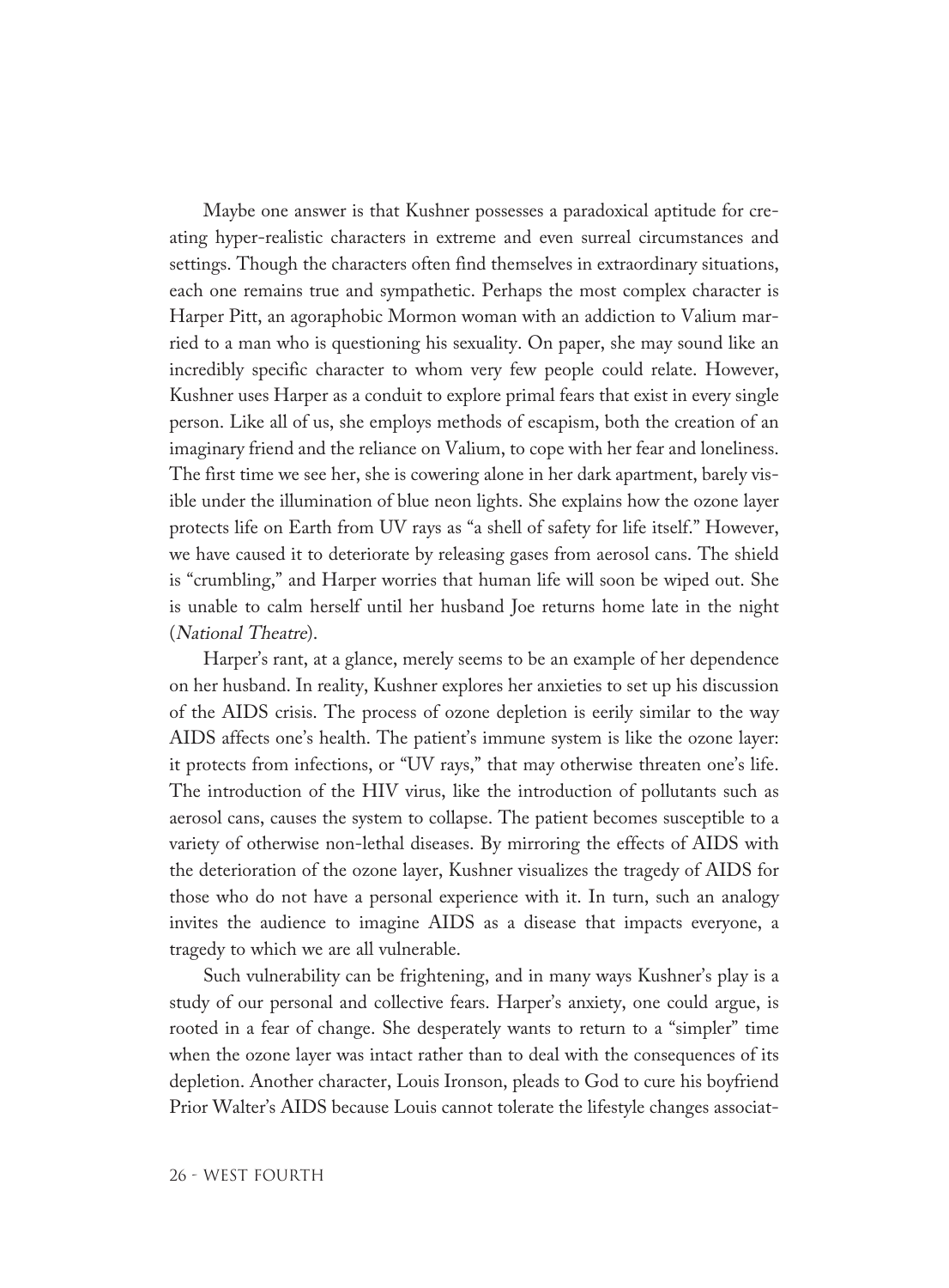Maybe one answer is that Kushner possesses a paradoxical aptitude for creating hyper-realistic characters in extreme and even surreal circumstances and settings. Though the characters often find themselves in extraordinary situations, each one remains true and sympathetic. Perhaps the most complex character is Harper Pitt, an agoraphobic Mormon woman with an addiction to Valium married to a man who is questioning his sexuality. On paper, she may sound like an incredibly specific character to whom very few people could relate. However, Kushner uses Harper as a conduit to explore primal fears that exist in every single person. Like all of us, she employs methods of escapism, both the creation of an imaginary friend and the reliance on Valium, to cope with her fear and loneliness. The first time we see her, she is cowering alone in her dark apartment, barely visible under the illumination of blue neon lights. She explains how the ozone layer protects life on Earth from UV rays as "a shell of safety for life itself." However, we have caused it to deteriorate by releasing gases from aerosol cans. The shield is "crumbling," and Harper worries that human life will soon be wiped out. She is unable to calm herself until her husband Joe returns home late in the night (*National Theatre*).

Harper's rant, at a glance, merely seems to be an example of her dependence on her husband. In reality, Kushner explores her anxieties to set up his discussion of the AIDS crisis. The process of ozone depletion is eerily similar to the way AIDS affects one's health. The patient's immune system is like the ozone layer: it protects from infections, or "UV rays," that may otherwise threaten one's life. The introduction of the HIV virus, like the introduction of pollutants such as aerosol cans, causes the system to collapse. The patient becomes susceptible to a variety of otherwise non-lethal diseases. By mirroring the effects of AIDS with the deterioration of the ozone layer, Kushner visualizes the tragedy of AIDS for those who do not have a personal experience with it. In turn, such an analogy invites the audience to imagine AIDS as a disease that impacts everyone, a tragedy to which we are all vulnerable.

Such vulnerability can be frightening, and in many ways Kushner's play is a study of our personal and collective fears. Harper's anxiety, one could argue, is rooted in a fear of change. She desperately wants to return to a "simpler" time when the ozone layer was intact rather than to deal with the consequences of its depletion. Another character, Louis Ironson, pleads to God to cure his boyfriend Prior Walter's AIDS because Louis cannot tolerate the lifestyle changes associat-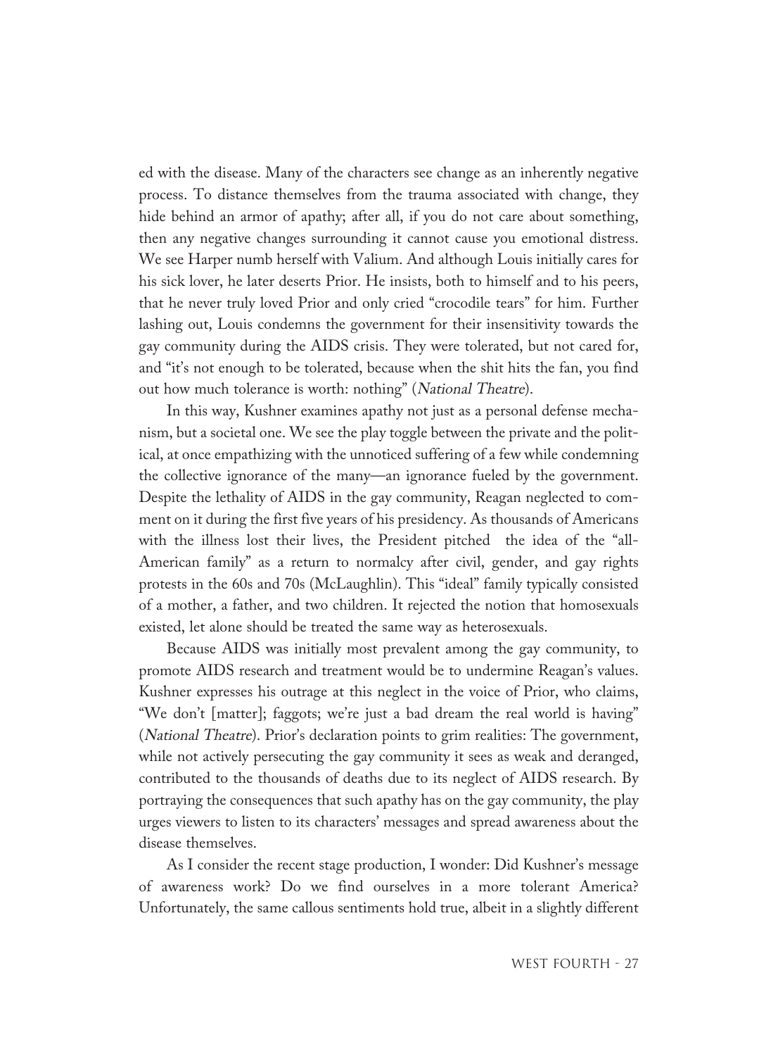ed with the disease. Many of the characters see change as an inherently negative process. To distance themselves from the trauma associated with change, they hide behind an armor of apathy; after all, if you do not care about something, then any negative changes surrounding it cannot cause you emotional distress. We see Harper numb herself with Valium. And although Louis initially cares for his sick lover, he later deserts Prior. He insists, both to himself and to his peers, that he never truly loved Prior and only cried "crocodile tears" for him. Further lashing out, Louis condemns the government for their insensitivity towards the gay community during the AIDS crisis. They were tolerated, but not cared for, and "it's not enough to be tolerated, because when the shit hits the fan, you find out how much tolerance is worth: nothing" (*National Theatre*).

In this way, Kushner examines apathy not just as a personal defense mechanism, but a societal one. We see the play toggle between the private and the political, at once empathizing with the unnoticed suffering of a few while condemning the collective ignorance of the many—an ignorance fueled by the government. Despite the lethality of AIDS in the gay community, Reagan neglected to comment on it during the first five years of his presidency. As thousands of Americans with the illness lost their lives, the President pitched the idea of the "all-American family" as a return to normalcy after civil, gender, and gay rights protests in the 60s and 70s (McLaughlin). This "ideal" family typically consisted of a mother, a father, and two children. It rejected the notion that homosexuals existed, let alone should be treated the same way as heterosexuals.

Because AIDS was initially most prevalent among the gay community, to promote AIDS research and treatment would be to undermine Reagan's values. Kushner expresses his outrage at this neglect in the voice of Prior, who claims, "We don't [matter]; faggots; we're just a bad dream the real world is having" (*National Theatre*). Prior's declaration points to grim realities: The government, while not actively persecuting the gay community it sees as weak and deranged, contributed to the thousands of deaths due to its neglect of AIDS research. By portraying the consequences that such apathy has on the gay community, the play urges viewers to listen to its characters' messages and spread awareness about the disease themselves.

As I consider the recent stage production, I wonder: Did Kushner's message of awareness work? Do we find ourselves in a more tolerant America? Unfortunately, the same callous sentiments hold true, albeit in a slightly different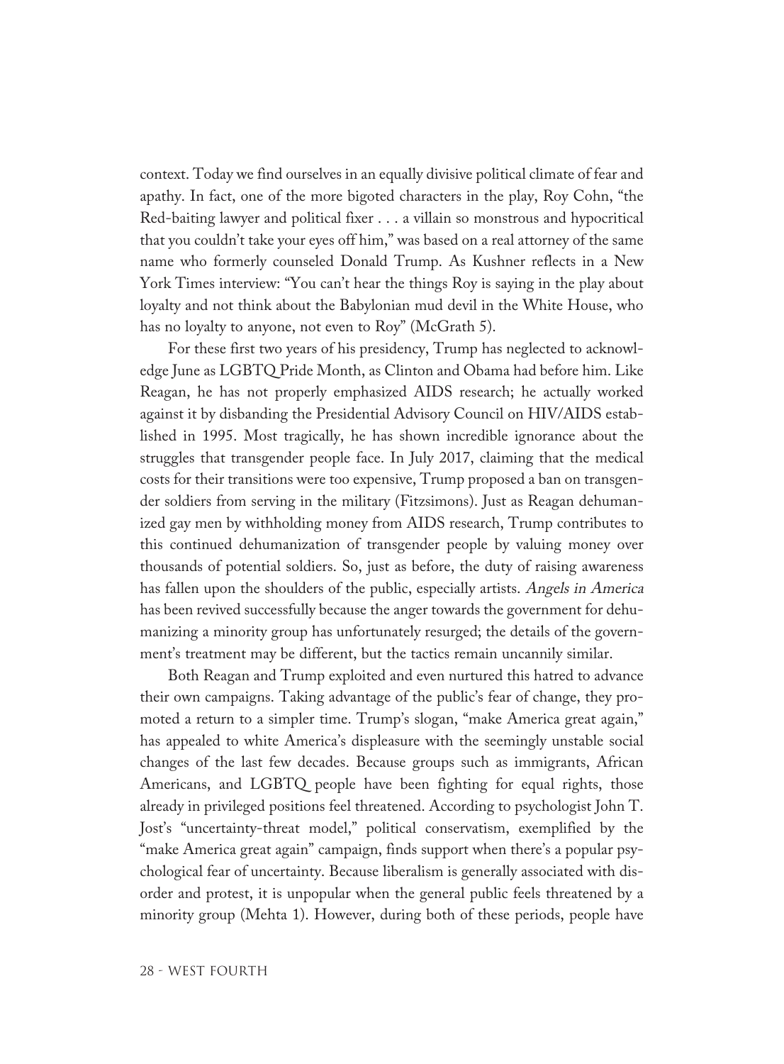context. Today we find ourselves in an equally divisive political climate of fear and apathy. In fact, one of the more bigoted characters in the play, Roy Cohn, "the Red-baiting lawyer and political fixer . . . a villain so monstrous and hypocritical that you couldn't take your eyes off him," was based on a real attorney of the same name who formerly counseled Donald Trump. As Kushner reflects in a New York Times interview: "You can't hear the things Roy is saying in the play about loyalty and not think about the Babylonian mud devil in the White House, who has no loyalty to anyone, not even to Roy" (McGrath 5).

For these first two years of his presidency, Trump has neglected to acknowledge June as LGBTQ Pride Month, as Clinton and Obama had before him. Like Reagan, he has not properly emphasized AIDS research; he actually worked against it by disbanding the Presidential Advisory Council on HIV/AIDS established in 1995. Most tragically, he has shown incredible ignorance about the struggles that transgender people face. In July 2017, claiming that the medical costs for their transitions were too expensive, Trump proposed a ban on transgender soldiers from serving in the military (Fitzsimons). Just as Reagan dehumanized gay men by withholding money from AIDS research, Trump contributes to this continued dehumanization of transgender people by valuing money over thousands of potential soldiers. So, just as before, the duty of raising awareness has fallen upon the shoulders of the public, especially artists. *Angels in America* has been revived successfully because the anger towards the government for dehumanizing a minority group has unfortunately resurged; the details of the government's treatment may be different, but the tactics remain uncannily similar.

Both Reagan and Trump exploited and even nurtured this hatred to advance their own campaigns. Taking advantage of the public's fear of change, they promoted a return to a simpler time. Trump's slogan, "make America great again," has appealed to white America's displeasure with the seemingly unstable social changes of the last few decades. Because groups such as immigrants, African Americans, and LGBTQ people have been fighting for equal rights, those already in privileged positions feel threatened. According to psychologist John T. Jost's "uncertainty-threat model," political conservatism, exemplified by the "make America great again" campaign, finds support when there's a popular psychological fear of uncertainty. Because liberalism is generally associated with disorder and protest, it is unpopular when the general public feels threatened by a minority group (Mehta 1). However, during both of these periods, people have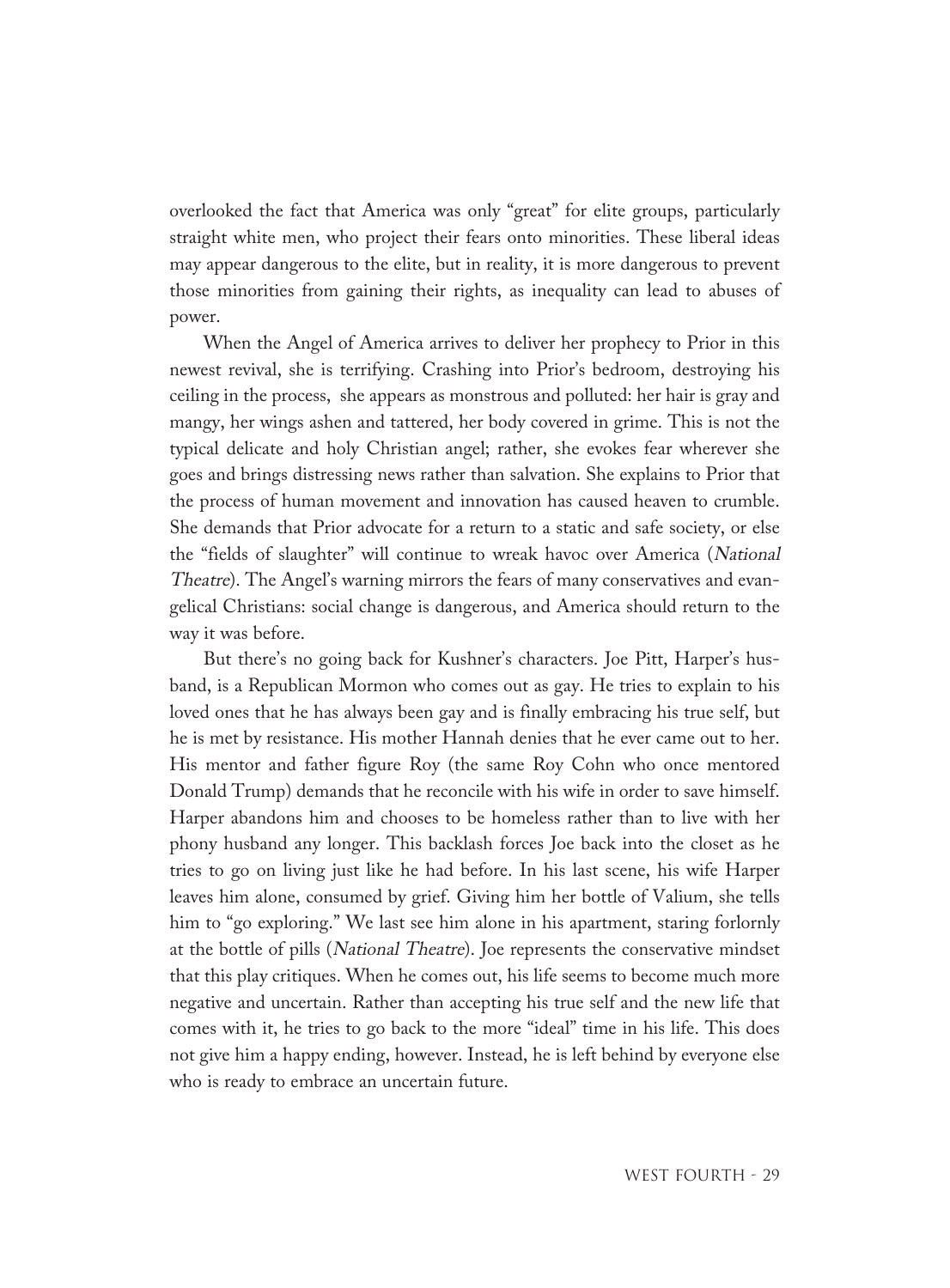overlooked the fact that America was only "great" for elite groups, particularly straight white men, who project their fears onto minorities. These liberal ideas may appear dangerous to the elite, but in reality, it is more dangerous to prevent those minorities from gaining their rights, as inequality can lead to abuses of power.

When the Angel of America arrives to deliver her prophecy to Prior in this newest revival, she is terrifying. Crashing into Prior's bedroom, destroying his ceiling in the process, she appears as monstrous and polluted: her hair is gray and mangy, her wings ashen and tattered, her body covered in grime. This is not the typical delicate and holy Christian angel; rather, she evokes fear wherever she goes and brings distressing news rather than salvation. She explains to Prior that the process of human movement and innovation has caused heaven to crumble. She demands that Prior advocate for a return to a static and safe society, or else the "fields of slaughter" will continue to wreak havoc over America (*National Theatre*). The Angel's warning mirrors the fears of many conservatives and evangelical Christians: social change is dangerous, and America should return to the way it was before.

But there's no going back for Kushner's characters. Joe Pitt, Harper's husband, is a Republican Mormon who comes out as gay. He tries to explain to his loved ones that he has always been gay and is finally embracing his true self, but he is met by resistance. His mother Hannah denies that he ever came out to her. His mentor and father figure Roy (the same Roy Cohn who once mentored Donald Trump) demands that he reconcile with his wife in order to save himself. Harper abandons him and chooses to be homeless rather than to live with her phony husband any longer. This backlash forces Joe back into the closet as he tries to go on living just like he had before. In his last scene, his wife Harper leaves him alone, consumed by grief. Giving him her bottle of Valium, she tells him to "go exploring." We last see him alone in his apartment, staring forlornly at the bottle of pills (*National Theatre*). Joe represents the conservative mindset that this play critiques. When he comes out, his life seems to become much more negative and uncertain. Rather than accepting his true self and the new life that comes with it, he tries to go back to the more "ideal" time in his life. This does not give him a happy ending, however. Instead, he is left behind by everyone else who is ready to embrace an uncertain future.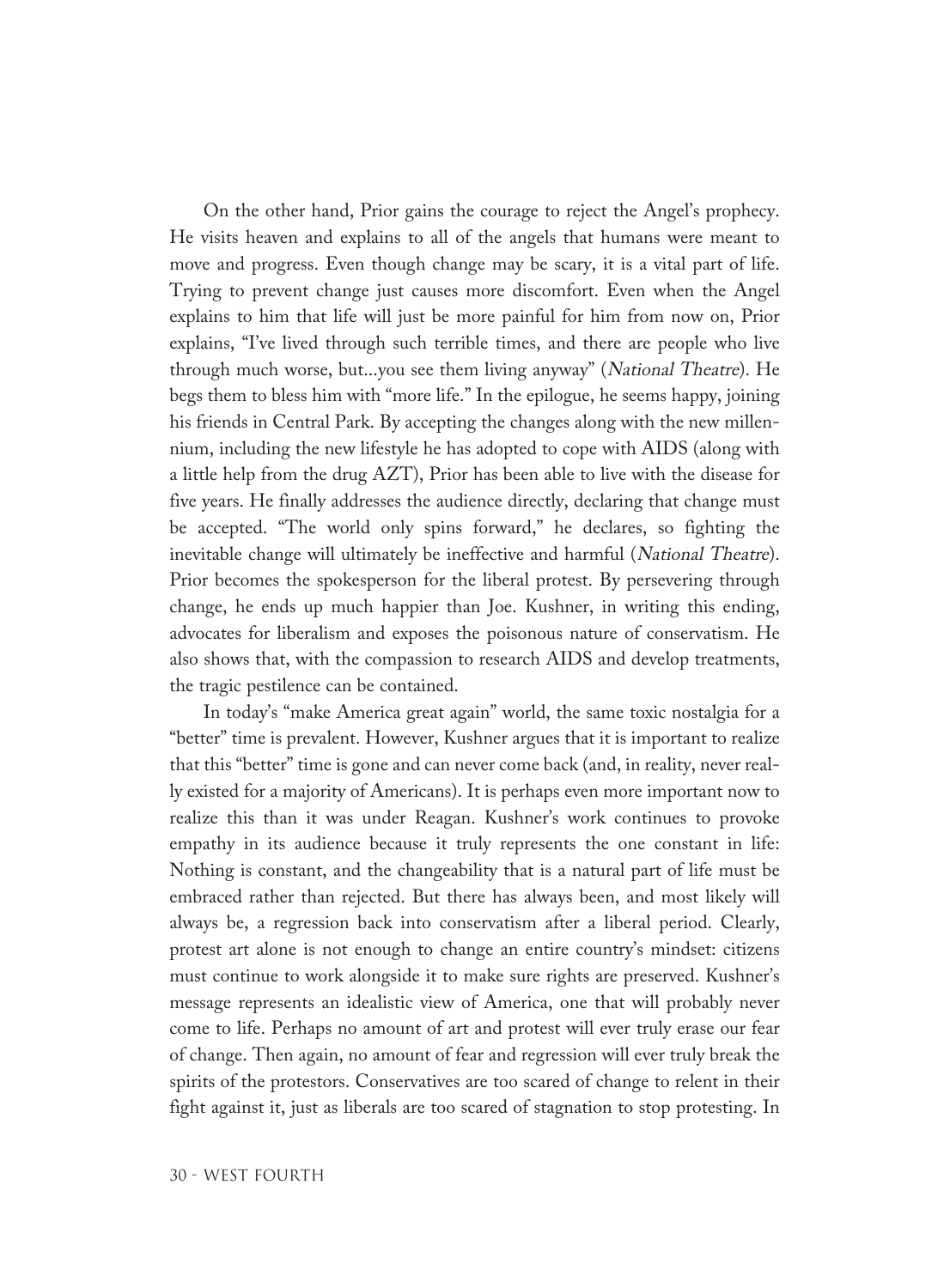On the other hand, Prior gains the courage to reject the Angel's prophecy. He visits heaven and explains to all of the angels that humans were meant to move and progress. Even though change may be scary, it is a vital part of life. Trying to prevent change just causes more discomfort. Even when the Angel explains to him that life will just be more painful for him from now on, Prior explains, "I've lived through such terrible times, and there are people who live through much worse, but...you see them living anyway" (*National Theatre*). He begs them to bless him with "more life." In the epilogue, he seems happy, joining his friends in Central Park. By accepting the changes along with the new millennium, including the new lifestyle he has adopted to cope with AIDS (along with a little help from the drug AZT), Prior has been able to live with the disease for five years. He finally addresses the audience directly, declaring that change must be accepted. "The world only spins forward," he declares, so fighting the inevitable change will ultimately be ineffective and harmful (*National Theatre*). Prior becomes the spokesperson for the liberal protest. By persevering through change, he ends up much happier than Joe. Kushner, in writing this ending, advocates for liberalism and exposes the poisonous nature of conservatism. He also shows that, with the compassion to research AIDS and develop treatments, the tragic pestilence can be contained.

In today's "make America great again" world, the same toxic nostalgia for a "better" time is prevalent. However, Kushner argues that it is important to realize that this "better" time is gone and can never come back (and, in reality, never really existed for a majority of Americans). It is perhaps even more important now to realize this than it was under Reagan. Kushner's work continues to provoke empathy in its audience because it truly represents the one constant in life: Nothing is constant, and the changeability that is a natural part of life must be embraced rather than rejected. But there has always been, and most likely will always be, a regression back into conservatism after a liberal period. Clearly, protest art alone is not enough to change an entire country's mindset: citizens must continue to work alongside it to make sure rights are preserved. Kushner's message represents an idealistic view of America, one that will probably never come to life. Perhaps no amount of art and protest will ever truly erase our fear of change. Then again, no amount of fear and regression will ever truly break the spirits of the protestors. Conservatives are too scared of change to relent in their fight against it, just as liberals are too scared of stagnation to stop protesting. In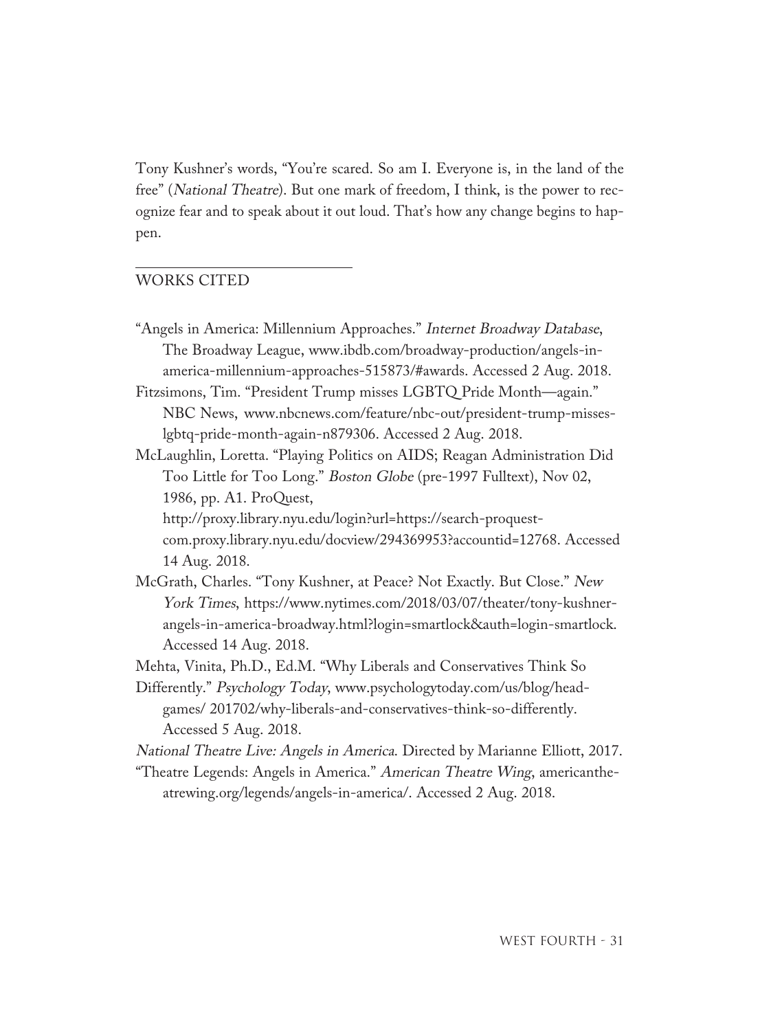Tony Kushner's words, "You're scared. So am I. Everyone is, in the land of the free" (*National Theatre*). But one mark of freedom, I think, is the power to recognize fear and to speak about it out loud. That's how any change begins to happen.

## WORKS CITED

"Angels in America: Millennium Approaches." *Internet Broadway Database*, The Broadway League, www.ibdb.com/broadway-production/angels-in-america-millennium-approaches-515873/#awards. Accessed 2 Aug. 2018.

Fitzsimons, Tim. "President Trump misses LGBTQ Pride Month—again." NBC News, www.nbcnews.com/feature/nbc-out/president-trump-misses-lgbtq-pride-month-again-n879306. Accessed 2 Aug. 2018.

McLaughlin, Loretta. "Playing Politics on AIDS; Reagan Administration Did Too Little for Too Long." *Boston Globe* (pre-1997 Fulltext), Nov 02, 1986, pp. A1. ProQuest, http://proxy.library.nyu.edu/login?url=https://search-proquest-com.proxy.library.nyu.edu/docview/294369953?accountid=12768. Accessed 14 Aug. 2018.

McGrath, Charles. "Tony Kushner, at Peace? Not Exactly. But Close." *New York Times*, https://www.nytimes.com/2018/03/07/theater/tony-kushner-angels-in-america-broadway.html?login=smartlock&auth=login-smartlock. Accessed 14 Aug. 2018.

Mehta, Vinita, Ph.D., Ed.M. "Why Liberals and Conservatives Think So Differently." *Psychology Today*, www.psychologytoday.com/us/blog/head-games/ 201702/why-liberals-and-conservatives-think-so-differently. Accessed 5 Aug. 2018.

*National Theatre Live: Angels in America*. Directed by Marianne Elliott, 2017.

"Theatre Legends: Angels in America." *American Theatre Wing*, americantheatrewing.org/legends/angels-in-america/. Accessed 2 Aug. 2018.